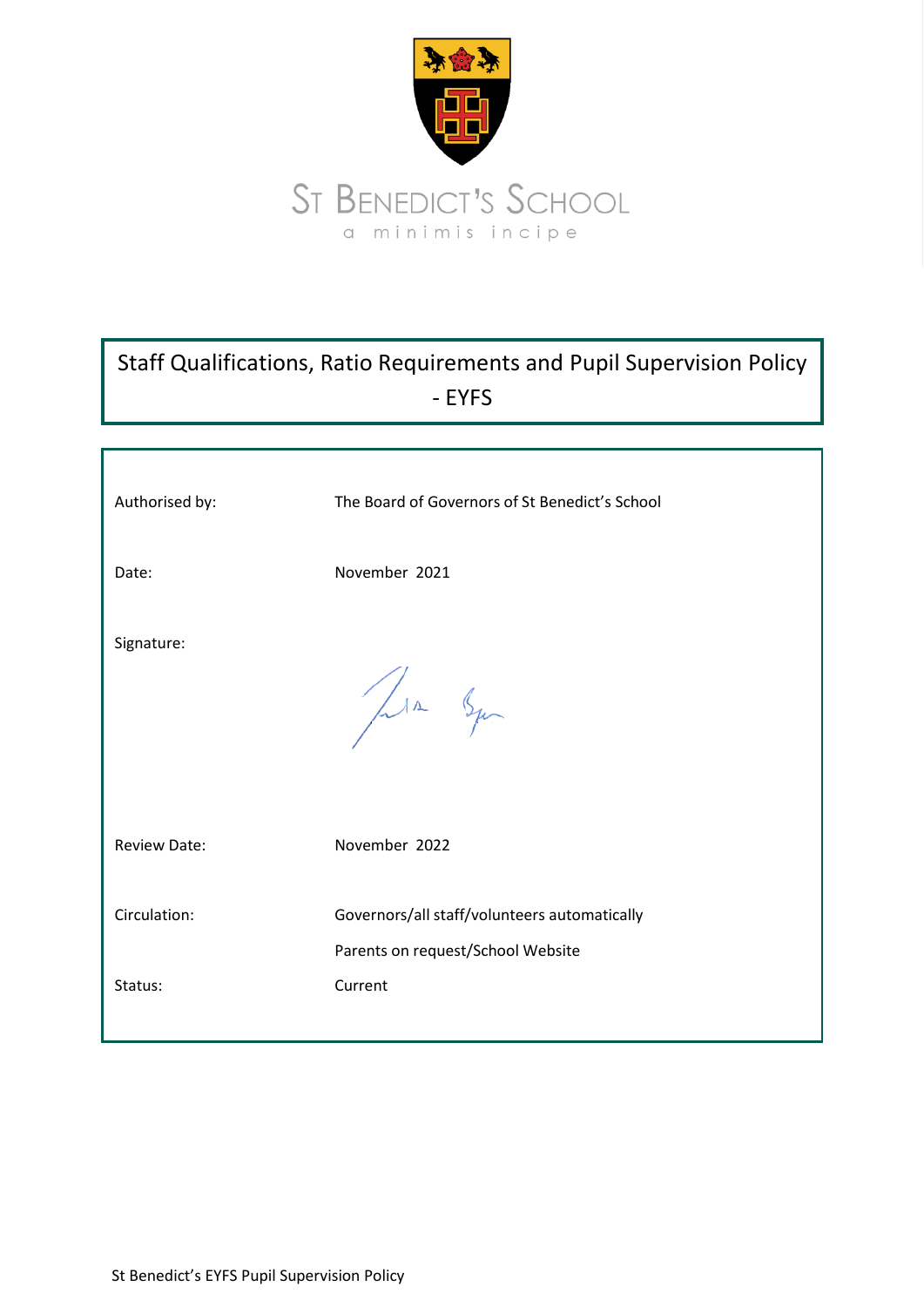ST BENEDICT'S SCHOOL

a minimis incipe

# Staff Qualifications, Ratio Requirements and Pupil Supervision Policy - EYFS

| | |
|---|---|
| Authorised by: | The Board of Governors of St Benedict's School |
| Date: | November 2021 |
| Signature: | |
| Review Date: | November 2022 |
| Circulation: | Governors/all staff/volunteers automatically<br>Parents on request/School Website |
| Status: | Current |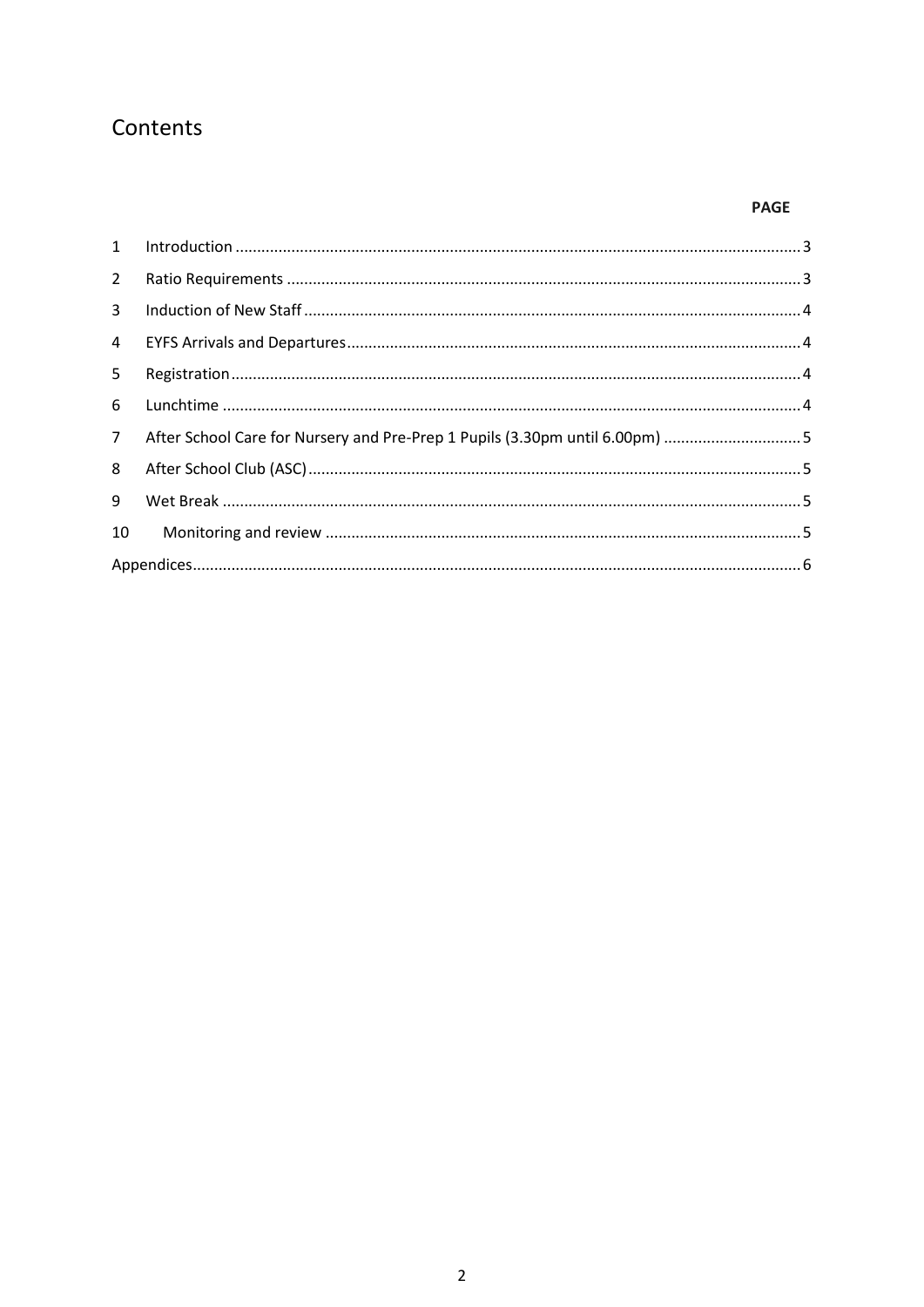# Contents

| | | PAGE |
|---|---|---|
| 1 | Introduction | 3 |
| 2 | Ratio Requirements | 3 |
| 3 | Induction of New Staff | 4 |
| 4 | EYFS Arrivals and Departures | 4 |
| 5 | Registration | 4 |
| 6 | Lunchtime | 4 |
| 7 | After School Care for Nursery and Pre-Prep 1 Pupils (3.30pm until 6.00pm) | 5 |
| 8 | After School Club (ASC) | 5 |
| 9 | Wet Break | 5 |
| 10 | Monitoring and review | 5 |
| Appendices | | 6 |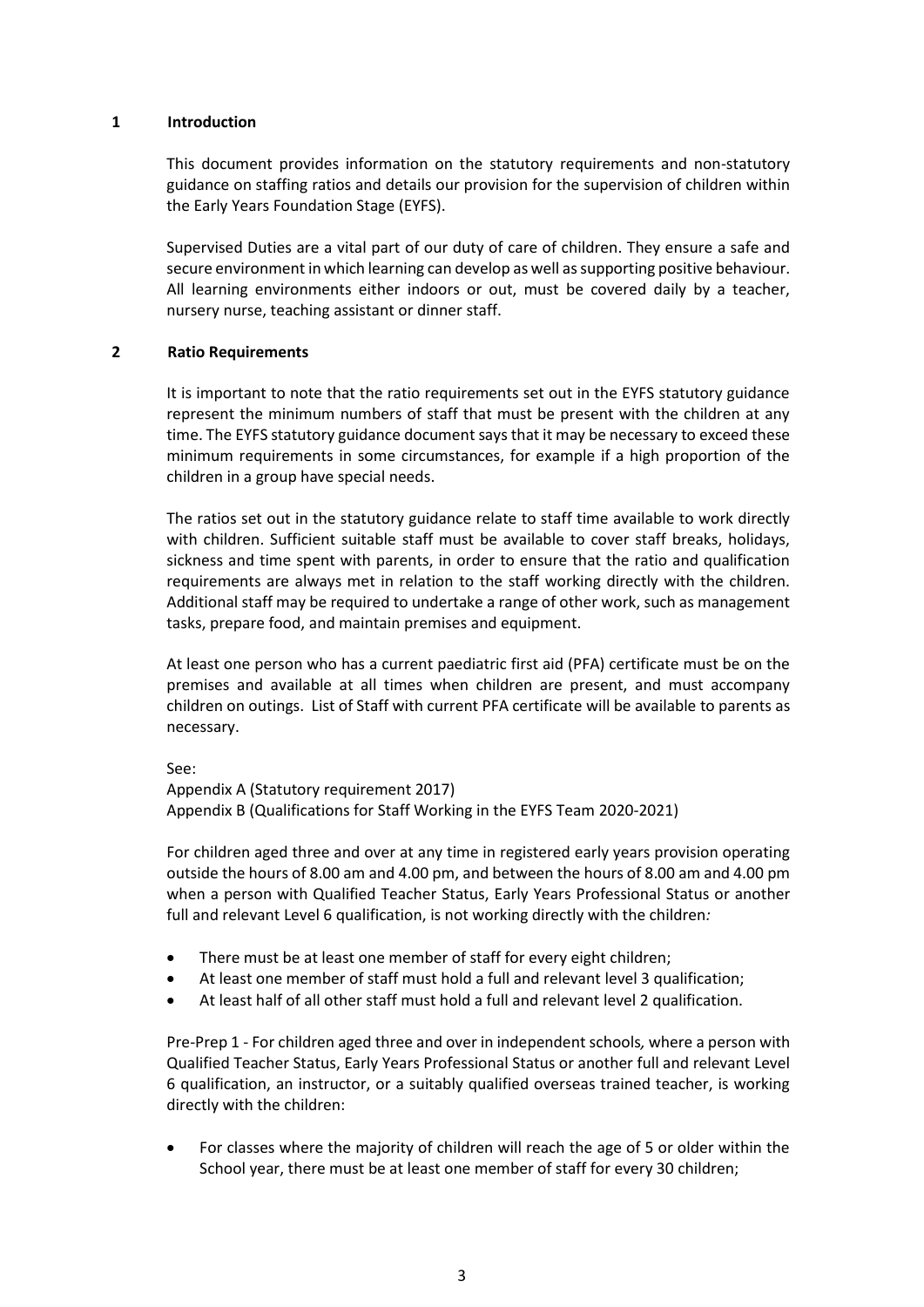## 1 Introduction

This document provides information on the statutory requirements and non-statutory guidance on staffing ratios and details our provision for the supervision of children within the Early Years Foundation Stage (EYFS).

Supervised Duties are a vital part of our duty of care of children. They ensure a safe and secure environment in which learning can develop as well as supporting positive behaviour. All learning environments either indoors or out, must be covered daily by a teacher, nursery nurse, teaching assistant or dinner staff.

## 2 Ratio Requirements

It is important to note that the ratio requirements set out in the EYFS statutory guidance represent the minimum numbers of staff that must be present with the children at any time. The EYFS statutory guidance document says that it may be necessary to exceed these minimum requirements in some circumstances, for example if a high proportion of the children in a group have special needs.

The ratios set out in the statutory guidance relate to staff time available to work directly with children. Sufficient suitable staff must be available to cover staff breaks, holidays, sickness and time spent with parents, in order to ensure that the ratio and qualification requirements are always met in relation to the staff working directly with the children. Additional staff may be required to undertake a range of other work, such as management tasks, prepare food, and maintain premises and equipment.

At least one person who has a current paediatric first aid (PFA) certificate must be on the premises and available at all times when children are present, and must accompany children on outings. List of Staff with current PFA certificate will be available to parents as necessary.

See:
Appendix A (Statutory requirement 2017)
Appendix B (Qualifications for Staff Working in the EYFS Team 2020-2021)

For children aged three and over at any time in registered early years provision operating outside the hours of 8.00 am and 4.00 pm, and between the hours of 8.00 am and 4.00 pm when a person with Qualified Teacher Status, Early Years Professional Status or another full and relevant Level 6 qualification, is not working directly with the children*:*

- There must be at least one member of staff for every eight children;
- At least one member of staff must hold a full and relevant level 3 qualification;
- At least half of all other staff must hold a full and relevant level 2 qualification.

Pre-Prep 1 - For children aged three and over in independent schools*,* where a person with Qualified Teacher Status, Early Years Professional Status or another full and relevant Level 6 qualification, an instructor, or a suitably qualified overseas trained teacher, is working directly with the children:

- For classes where the majority of children will reach the age of 5 or older within the School year, there must be at least one member of staff for every 30 children;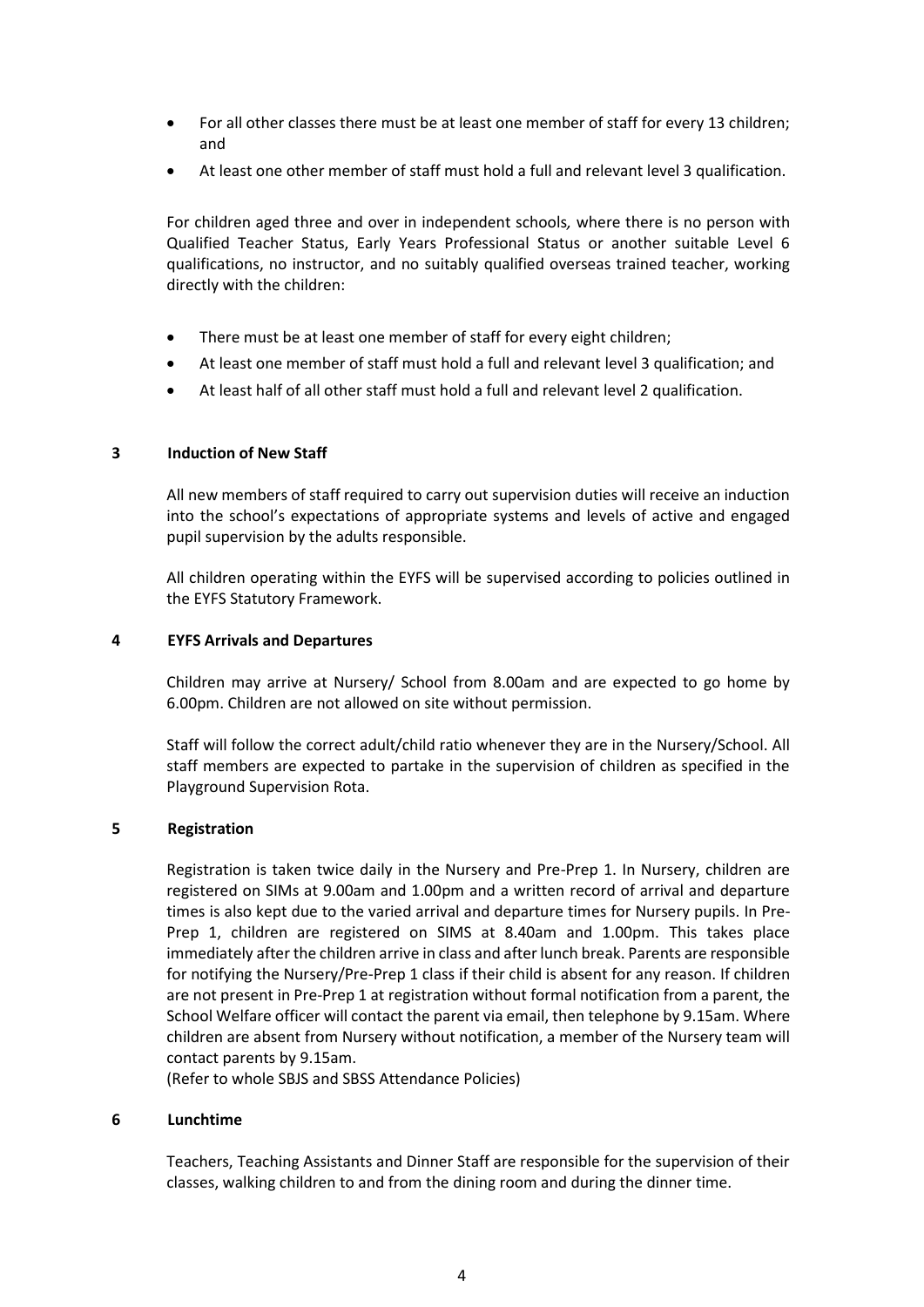- For all other classes there must be at least one member of staff for every 13 children; and
- At least one other member of staff must hold a full and relevant level 3 qualification.

For children aged three and over in independent schools*,* where there is no person with Qualified Teacher Status, Early Years Professional Status or another suitable Level 6 qualifications, no instructor, and no suitably qualified overseas trained teacher, working directly with the children:

- There must be at least one member of staff for every eight children;
- At least one member of staff must hold a full and relevant level 3 qualification; and
- At least half of all other staff must hold a full and relevant level 2 qualification.

## 3 Induction of New Staff

All new members of staff required to carry out supervision duties will receive an induction into the school's expectations of appropriate systems and levels of active and engaged pupil supervision by the adults responsible.

All children operating within the EYFS will be supervised according to policies outlined in the EYFS Statutory Framework.

## 4 EYFS Arrivals and Departures

Children may arrive at Nursery/ School from 8.00am and are expected to go home by 6.00pm. Children are not allowed on site without permission.

Staff will follow the correct adult/child ratio whenever they are in the Nursery/School. All staff members are expected to partake in the supervision of children as specified in the Playground Supervision Rota.

## 5 Registration

Registration is taken twice daily in the Nursery and Pre-Prep 1. In Nursery, children are registered on SIMs at 9.00am and 1.00pm and a written record of arrival and departure times is also kept due to the varied arrival and departure times for Nursery pupils. In Pre-Prep 1, children are registered on SIMS at 8.40am and 1.00pm. This takes place immediately after the children arrive in class and after lunch break. Parents are responsible for notifying the Nursery/Pre-Prep 1 class if their child is absent for any reason. If children are not present in Pre-Prep 1 at registration without formal notification from a parent, the School Welfare officer will contact the parent via email, then telephone by 9.15am. Where children are absent from Nursery without notification, a member of the Nursery team will contact parents by 9.15am.
(Refer to whole SBJS and SBSS Attendance Policies)

## 6 Lunchtime

Teachers, Teaching Assistants and Dinner Staff are responsible for the supervision of their classes, walking children to and from the dining room and during the dinner time.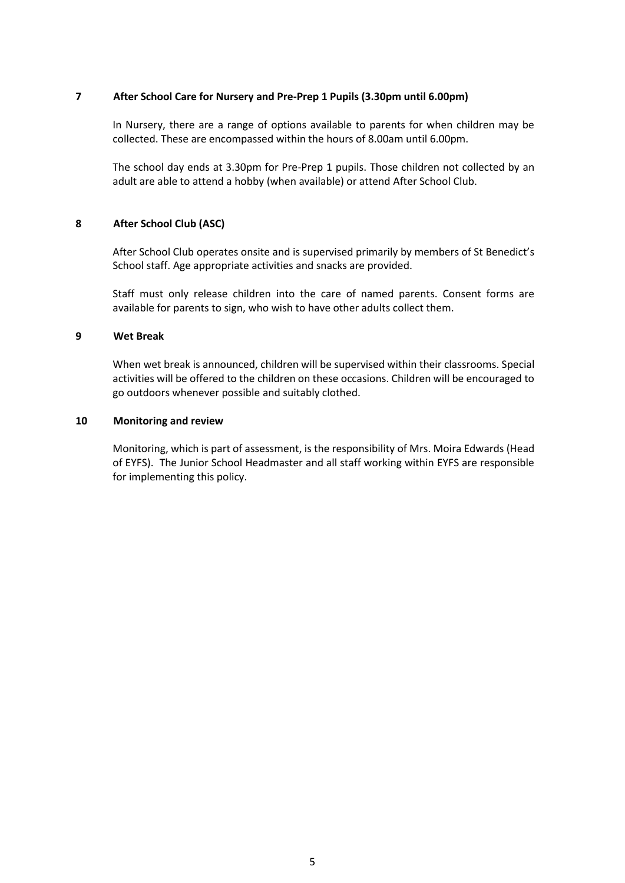## 7 After School Care for Nursery and Pre-Prep 1 Pupils (3.30pm until 6.00pm)

In Nursery, there are a range of options available to parents for when children may be collected. These are encompassed within the hours of 8.00am until 6.00pm.

The school day ends at 3.30pm for Pre-Prep 1 pupils. Those children not collected by an adult are able to attend a hobby (when available) or attend After School Club.

## 8 After School Club (ASC)

After School Club operates onsite and is supervised primarily by members of St Benedict's School staff. Age appropriate activities and snacks are provided.

Staff must only release children into the care of named parents. Consent forms are available for parents to sign, who wish to have other adults collect them.

## 9 Wet Break

When wet break is announced, children will be supervised within their classrooms. Special activities will be offered to the children on these occasions. Children will be encouraged to go outdoors whenever possible and suitably clothed.

## 10 Monitoring and review

Monitoring, which is part of assessment, is the responsibility of Mrs. Moira Edwards (Head of EYFS). The Junior School Headmaster and all staff working within EYFS are responsible for implementing this policy.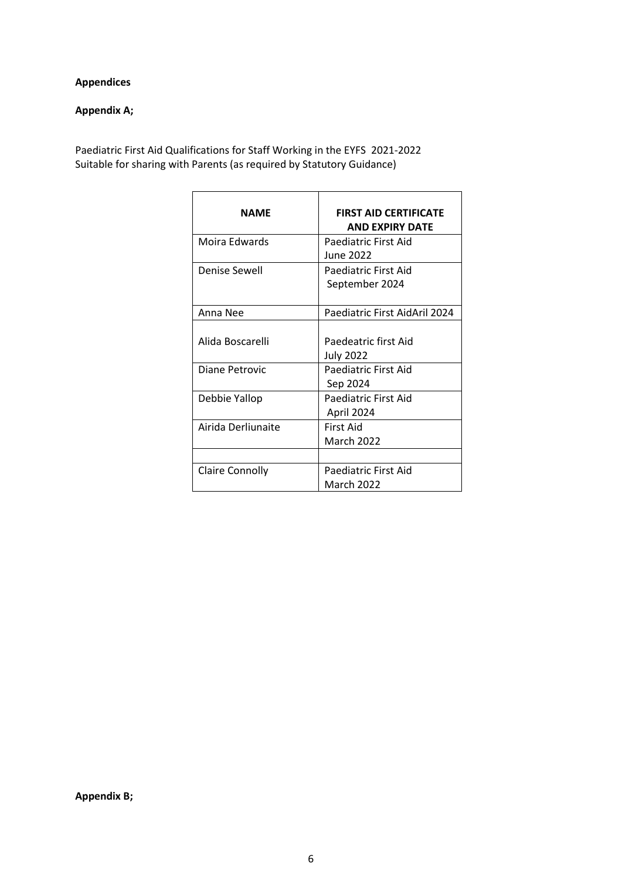**Appendices**

**Appendix A;**

Paediatric First Aid Qualifications for Staff Working in the EYFS 2021-2022
Suitable for sharing with Parents (as required by Statutory Guidance)

| NAME | FIRST AID CERTIFICATE AND EXPIRY DATE |
|---|---|
| Moira Edwards | Paediatric First Aid June 2022 |
| Denise Sewell | Paediatric First Aid September 2024 |
| Anna Nee | Paediatric First AidAril 2024 |
| Alida Boscarelli | Paedeatric first Aid July 2022 |
| Diane Petrovic | Paediatric First Aid Sep 2024 |
| Debbie Yallop | Paediatric First Aid April 2024 |
| Airida Derliunaite | First Aid March 2022 |
| | |
| Claire Connolly | Paediatric First Aid March 2022 |

**Appendix B;**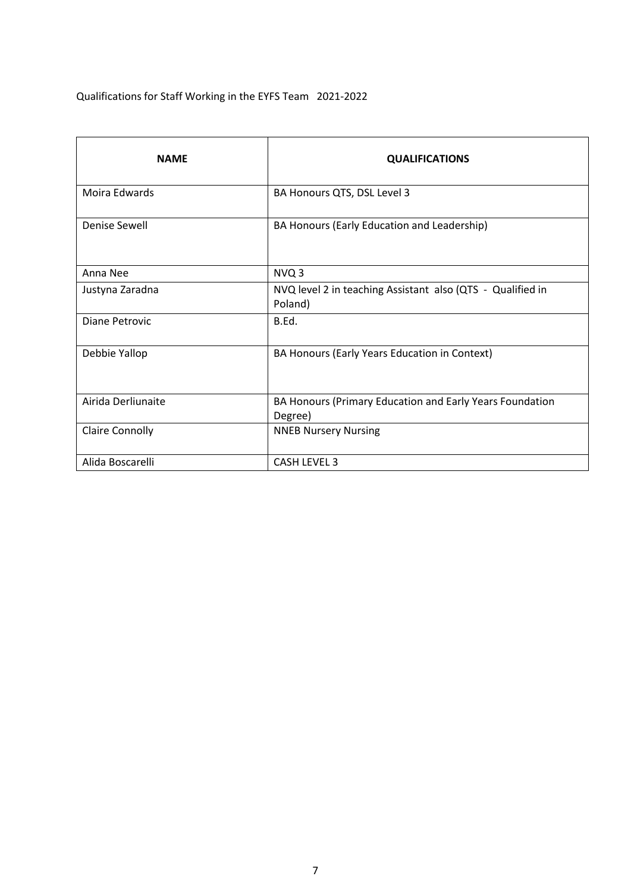Qualifications for Staff Working in the EYFS Team 2021-2022

| NAME | QUALIFICATIONS |
|---|---|
| Moira Edwards | BA Honours QTS, DSL Level 3 |
| Denise Sewell | BA Honours (Early Education and Leadership) |
| Anna Nee | NVQ 3 |
| Justyna Zaradna | NVQ level 2 in teaching Assistant also (QTS - Qualified in Poland) |
| Diane Petrovic | B.Ed. |
| Debbie Yallop | BA Honours (Early Years Education in Context) |
| Airida Derliunaite | BA Honours (Primary Education and Early Years Foundation Degree) |
| Claire Connolly | NNEB Nursery Nursing |
| Alida Boscarelli | CASH LEVEL 3 |